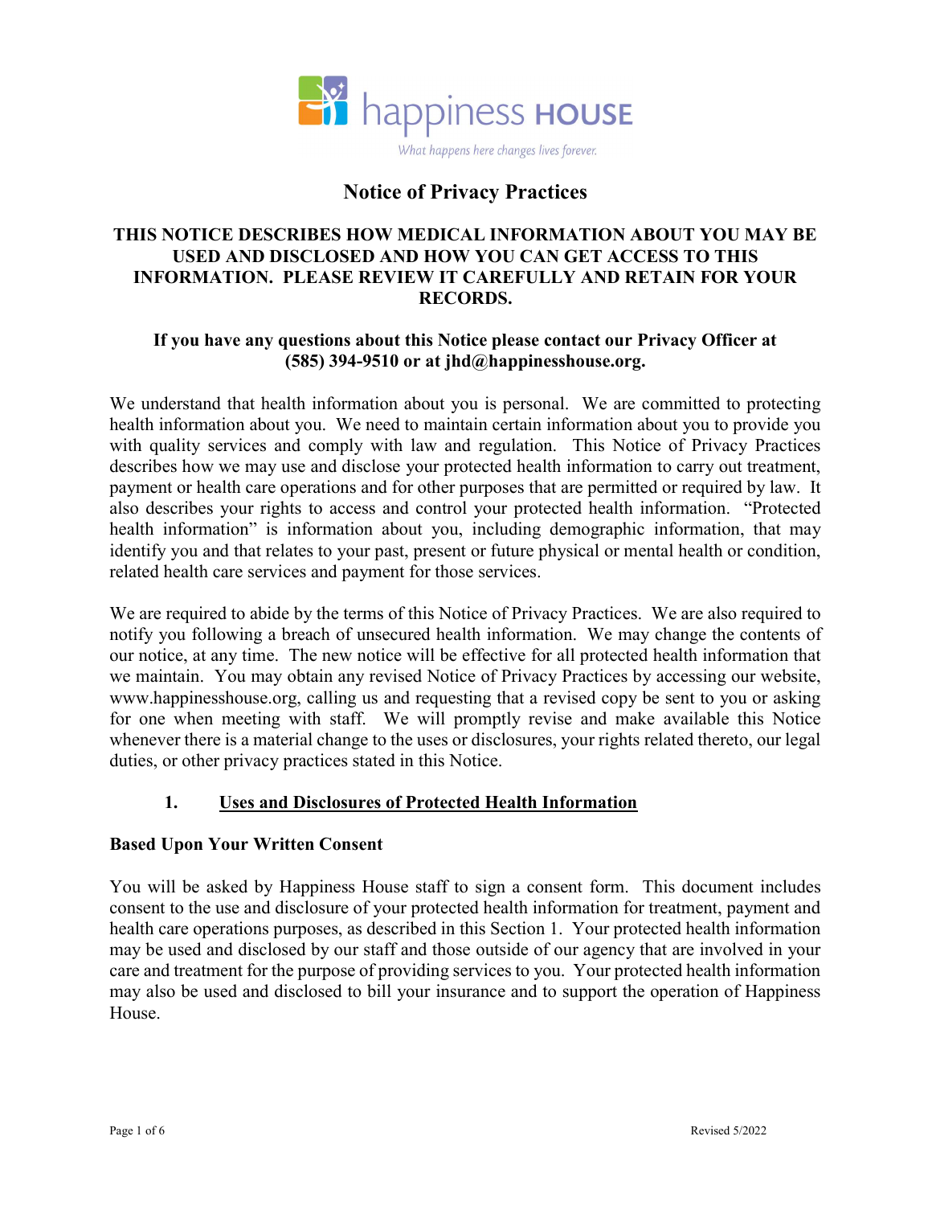happiness HOUSE

*What happens here changes lives forever.*

# Notice of Privacy Practices

**THIS NOTICE DESCRIBES HOW MEDICAL INFORMATION ABOUT YOU MAY BE USED AND DISCLOSED AND HOW YOU CAN GET ACCESS TO THIS INFORMATION. PLEASE REVIEW IT CAREFULLY AND RETAIN FOR YOUR RECORDS.**

**If you have any questions about this Notice please contact our Privacy Officer at (585) 394-9510 or at jhd@happinesshouse.org.**

We understand that health information about you is personal. We are committed to protecting health information about you. We need to maintain certain information about you to provide you with quality services and comply with law and regulation. This Notice of Privacy Practices describes how we may use and disclose your protected health information to carry out treatment, payment or health care operations and for other purposes that are permitted or required by law. It also describes your rights to access and control your protected health information. "Protected health information" is information about you, including demographic information, that may identify you and that relates to your past, present or future physical or mental health or condition, related health care services and payment for those services.

We are required to abide by the terms of this Notice of Privacy Practices. We are also required to notify you following a breach of unsecured health information. We may change the contents of our notice, at any time. The new notice will be effective for all protected health information that we maintain. You may obtain any revised Notice of Privacy Practices by accessing our website, www.happinesshouse.org, calling us and requesting that a revised copy be sent to you or asking for one when meeting with staff. We will promptly revise and make available this Notice whenever there is a material change to the uses or disclosures, your rights related thereto, our legal duties, or other privacy practices stated in this Notice.

## 1. Uses and Disclosures of Protected Health Information

### Based Upon Your Written Consent

You will be asked by Happiness House staff to sign a consent form. This document includes consent to the use and disclosure of your protected health information for treatment, payment and health care operations purposes, as described in this Section 1. Your protected health information may be used and disclosed by our staff and those outside of our agency that are involved in your care and treatment for the purpose of providing services to you. Your protected health information may also be used and disclosed to bill your insurance and to support the operation of Happiness House.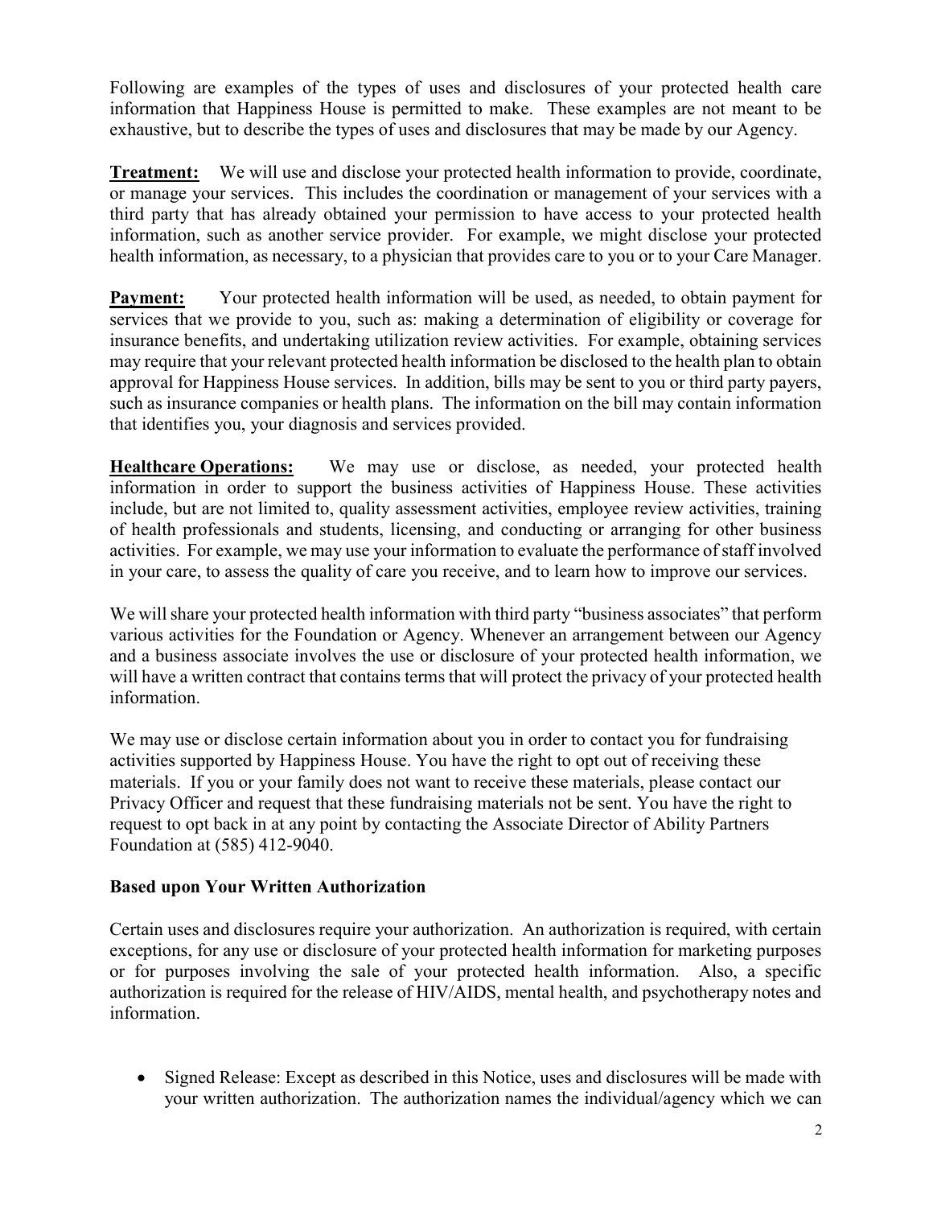Following are examples of the types of uses and disclosures of your protected health care information that Happiness House is permitted to make. These examples are not meant to be exhaustive, but to describe the types of uses and disclosures that may be made by our Agency.

**Treatment:** We will use and disclose your protected health information to provide, coordinate, or manage your services. This includes the coordination or management of your services with a third party that has already obtained your permission to have access to your protected health information, such as another service provider. For example, we might disclose your protected health information, as necessary, to a physician that provides care to you or to your Care Manager.

**Payment:** Your protected health information will be used, as needed, to obtain payment for services that we provide to you, such as: making a determination of eligibility or coverage for insurance benefits, and undertaking utilization review activities. For example, obtaining services may require that your relevant protected health information be disclosed to the health plan to obtain approval for Happiness House services. In addition, bills may be sent to you or third party payers, such as insurance companies or health plans. The information on the bill may contain information that identifies you, your diagnosis and services provided.

**Healthcare Operations:** We may use or disclose, as needed, your protected health information in order to support the business activities of Happiness House. These activities include, but are not limited to, quality assessment activities, employee review activities, training of health professionals and students, licensing, and conducting or arranging for other business activities. For example, we may use your information to evaluate the performance of staff involved in your care, to assess the quality of care you receive, and to learn how to improve our services.

We will share your protected health information with third party "business associates" that perform various activities for the Foundation or Agency. Whenever an arrangement between our Agency and a business associate involves the use or disclosure of your protected health information, we will have a written contract that contains terms that will protect the privacy of your protected health information.

We may use or disclose certain information about you in order to contact you for fundraising activities supported by Happiness House. You have the right to opt out of receiving these materials. If you or your family does not want to receive these materials, please contact our Privacy Officer and request that these fundraising materials not be sent. You have the right to request to opt back in at any point by contacting the Associate Director of Ability Partners Foundation at (585) 412-9040.

**Based upon Your Written Authorization**

Certain uses and disclosures require your authorization. An authorization is required, with certain exceptions, for any use or disclosure of your protected health information for marketing purposes or for purposes involving the sale of your protected health information. Also, a specific authorization is required for the release of HIV/AIDS, mental health, and psychotherapy notes and information.

- Signed Release: Except as described in this Notice, uses and disclosures will be made with your written authorization. The authorization names the individual/agency which we can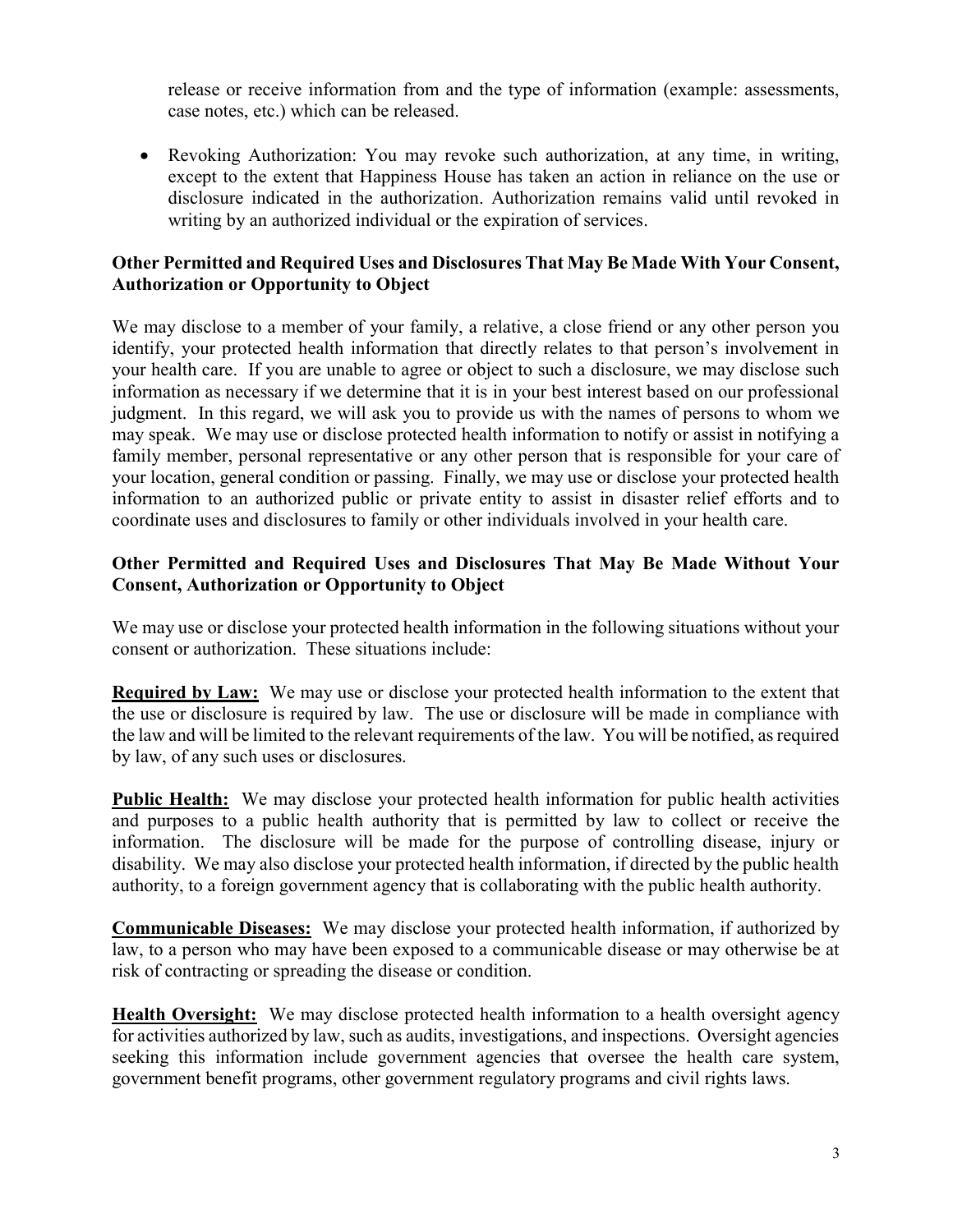release or receive information from and the type of information (example: assessments, case notes, etc.) which can be released.

- Revoking Authorization: You may revoke such authorization, at any time, in writing, except to the extent that Happiness House has taken an action in reliance on the use or disclosure indicated in the authorization. Authorization remains valid until revoked in writing by an authorized individual or the expiration of services.

**Other Permitted and Required Uses and Disclosures That May Be Made With Your Consent, Authorization or Opportunity to Object**

We may disclose to a member of your family, a relative, a close friend or any other person you identify, your protected health information that directly relates to that person's involvement in your health care. If you are unable to agree or object to such a disclosure, we may disclose such information as necessary if we determine that it is in your best interest based on our professional judgment. In this regard, we will ask you to provide us with the names of persons to whom we may speak. We may use or disclose protected health information to notify or assist in notifying a family member, personal representative or any other person that is responsible for your care of your location, general condition or passing. Finally, we may use or disclose your protected health information to an authorized public or private entity to assist in disaster relief efforts and to coordinate uses and disclosures to family or other individuals involved in your health care.

**Other Permitted and Required Uses and Disclosures That May Be Made Without Your Consent, Authorization or Opportunity to Object**

We may use or disclose your protected health information in the following situations without your consent or authorization. These situations include:

**Required by Law:** We may use or disclose your protected health information to the extent that the use or disclosure is required by law. The use or disclosure will be made in compliance with the law and will be limited to the relevant requirements of the law. You will be notified, as required by law, of any such uses or disclosures.

**Public Health:** We may disclose your protected health information for public health activities and purposes to a public health authority that is permitted by law to collect or receive the information. The disclosure will be made for the purpose of controlling disease, injury or disability. We may also disclose your protected health information, if directed by the public health authority, to a foreign government agency that is collaborating with the public health authority.

**Communicable Diseases:** We may disclose your protected health information, if authorized by law, to a person who may have been exposed to a communicable disease or may otherwise be at risk of contracting or spreading the disease or condition.

**Health Oversight:** We may disclose protected health information to a health oversight agency for activities authorized by law, such as audits, investigations, and inspections. Oversight agencies seeking this information include government agencies that oversee the health care system, government benefit programs, other government regulatory programs and civil rights laws.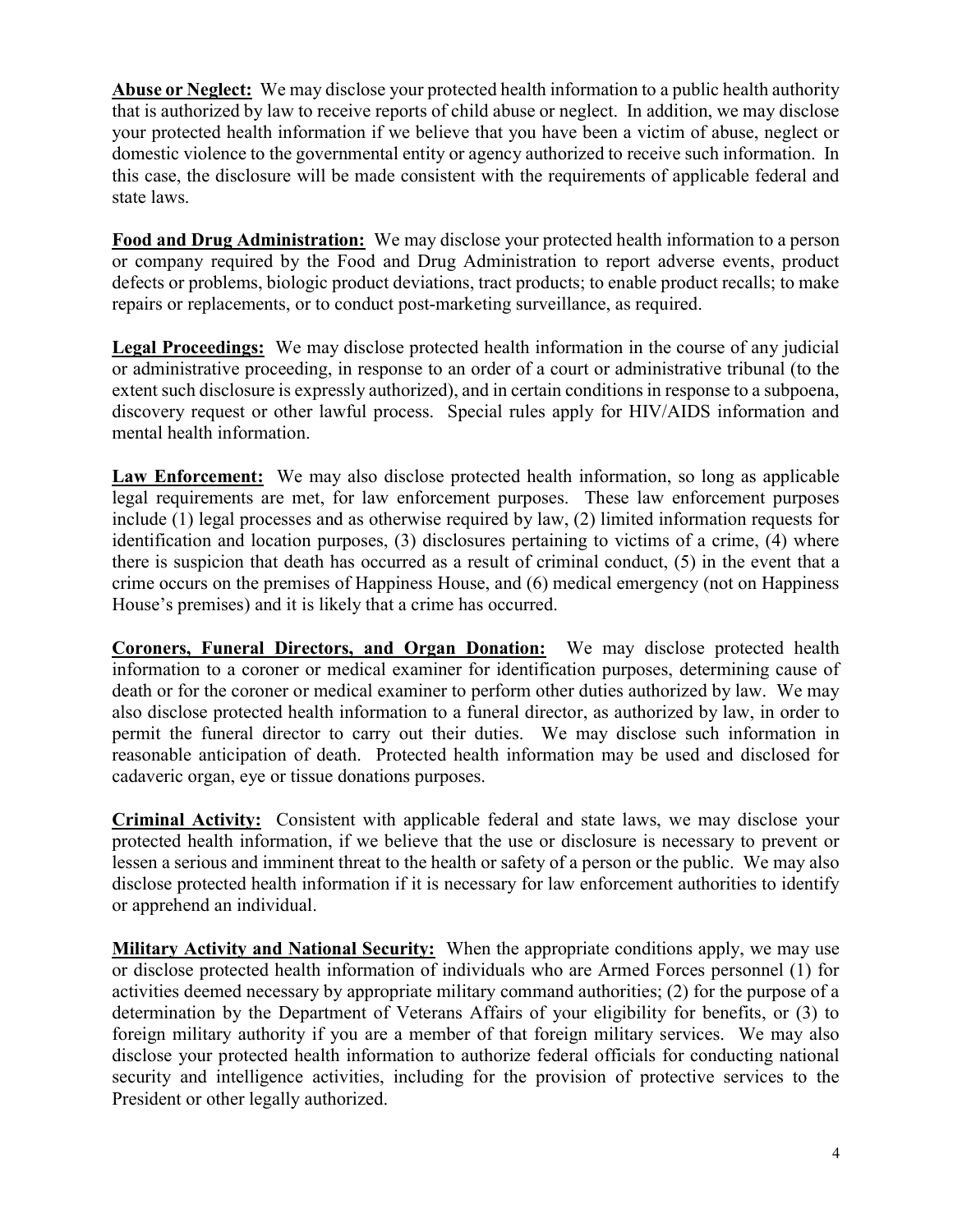**Abuse or Neglect:** We may disclose your protected health information to a public health authority that is authorized by law to receive reports of child abuse or neglect. In addition, we may disclose your protected health information if we believe that you have been a victim of abuse, neglect or domestic violence to the governmental entity or agency authorized to receive such information. In this case, the disclosure will be made consistent with the requirements of applicable federal and state laws.

**Food and Drug Administration:** We may disclose your protected health information to a person or company required by the Food and Drug Administration to report adverse events, product defects or problems, biologic product deviations, tract products; to enable product recalls; to make repairs or replacements, or to conduct post-marketing surveillance, as required.

**Legal Proceedings:** We may disclose protected health information in the course of any judicial or administrative proceeding, in response to an order of a court or administrative tribunal (to the extent such disclosure is expressly authorized), and in certain conditions in response to a subpoena, discovery request or other lawful process. Special rules apply for HIV/AIDS information and mental health information.

**Law Enforcement:** We may also disclose protected health information, so long as applicable legal requirements are met, for law enforcement purposes. These law enforcement purposes include (1) legal processes and as otherwise required by law, (2) limited information requests for identification and location purposes, (3) disclosures pertaining to victims of a crime, (4) where there is suspicion that death has occurred as a result of criminal conduct, (5) in the event that a crime occurs on the premises of Happiness House, and (6) medical emergency (not on Happiness House's premises) and it is likely that a crime has occurred.

**Coroners, Funeral Directors, and Organ Donation:** We may disclose protected health information to a coroner or medical examiner for identification purposes, determining cause of death or for the coroner or medical examiner to perform other duties authorized by law. We may also disclose protected health information to a funeral director, as authorized by law, in order to permit the funeral director to carry out their duties. We may disclose such information in reasonable anticipation of death. Protected health information may be used and disclosed for cadaveric organ, eye or tissue donations purposes.

**Criminal Activity:** Consistent with applicable federal and state laws, we may disclose your protected health information, if we believe that the use or disclosure is necessary to prevent or lessen a serious and imminent threat to the health or safety of a person or the public. We may also disclose protected health information if it is necessary for law enforcement authorities to identify or apprehend an individual.

**Military Activity and National Security:** When the appropriate conditions apply, we may use or disclose protected health information of individuals who are Armed Forces personnel (1) for activities deemed necessary by appropriate military command authorities; (2) for the purpose of a determination by the Department of Veterans Affairs of your eligibility for benefits, or (3) to foreign military authority if you are a member of that foreign military services. We may also disclose your protected health information to authorize federal officials for conducting national security and intelligence activities, including for the provision of protective services to the President or other legally authorized.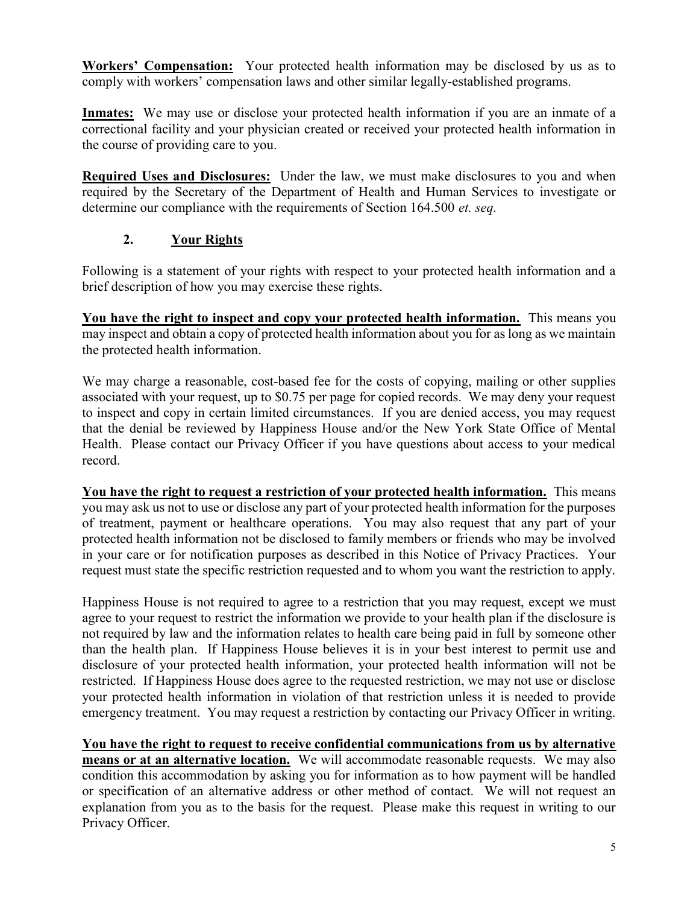**Workers' Compensation:** Your protected health information may be disclosed by us as to comply with workers' compensation laws and other similar legally-established programs.

**Inmates:** We may use or disclose your protected health information if you are an inmate of a correctional facility and your physician created or received your protected health information in the course of providing care to you.

**Required Uses and Disclosures:** Under the law, we must make disclosures to you and when required by the Secretary of the Department of Health and Human Services to investigate or determine our compliance with the requirements of Section 164.500 *et. seq.*

## 2. Your Rights

Following is a statement of your rights with respect to your protected health information and a brief description of how you may exercise these rights.

**You have the right to inspect and copy your protected health information.** This means you may inspect and obtain a copy of protected health information about you for as long as we maintain the protected health information.

We may charge a reasonable, cost-based fee for the costs of copying, mailing or other supplies associated with your request, up to $0.75 per page for copied records. We may deny your request to inspect and copy in certain limited circumstances. If you are denied access, you may request that the denial be reviewed by Happiness House and/or the New York State Office of Mental Health. Please contact our Privacy Officer if you have questions about access to your medical record.

**You have the right to request a restriction of your protected health information.** This means you may ask us not to use or disclose any part of your protected health information for the purposes of treatment, payment or healthcare operations. You may also request that any part of your protected health information not be disclosed to family members or friends who may be involved in your care or for notification purposes as described in this Notice of Privacy Practices. Your request must state the specific restriction requested and to whom you want the restriction to apply.

Happiness House is not required to agree to a restriction that you may request, except we must agree to your request to restrict the information we provide to your health plan if the disclosure is not required by law and the information relates to health care being paid in full by someone other than the health plan. If Happiness House believes it is in your best interest to permit use and disclosure of your protected health information, your protected health information will not be restricted. If Happiness House does agree to the requested restriction, we may not use or disclose your protected health information in violation of that restriction unless it is needed to provide emergency treatment. You may request a restriction by contacting our Privacy Officer in writing.

**You have the right to request to receive confidential communications from us by alternative means or at an alternative location.** We will accommodate reasonable requests. We may also condition this accommodation by asking you for information as to how payment will be handled or specification of an alternative address or other method of contact. We will not request an explanation from you as to the basis for the request. Please make this request in writing to our Privacy Officer.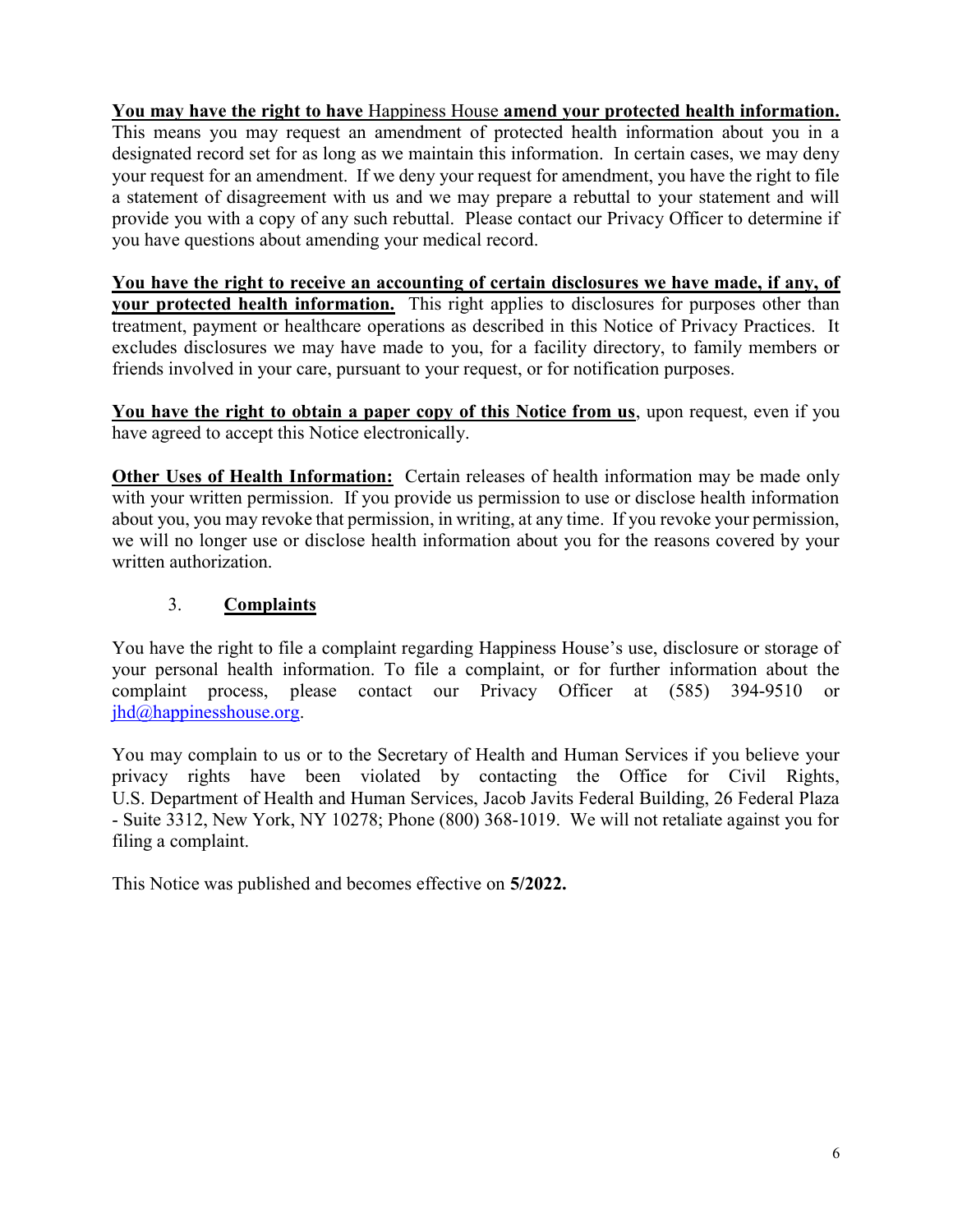**<u>You may have the right to have</u>** <u>Happiness House</u> **<u>amend your protected health information.</u>** This means you may request an amendment of protected health information about you in a designated record set for as long as we maintain this information. In certain cases, we may deny your request for an amendment. If we deny your request for amendment, you have the right to file a statement of disagreement with us and we may prepare a rebuttal to your statement and will provide you with a copy of any such rebuttal. Please contact our Privacy Officer to determine if you have questions about amending your medical record.

**<u>You have the right to receive an accounting of certain disclosures we have made, if any, of your protected health information.</u>** This right applies to disclosures for purposes other than treatment, payment or healthcare operations as described in this Notice of Privacy Practices. It excludes disclosures we may have made to you, for a facility directory, to family members or friends involved in your care, pursuant to your request, or for notification purposes.

**<u>You have the right to obtain a paper copy of this Notice from us</u>**, upon request, even if you have agreed to accept this Notice electronically.

**<u>Other Uses of Health Information:</u>** Certain releases of health information may be made only with your written permission. If you provide us permission to use or disclose health information about you, you may revoke that permission, in writing, at any time. If you revoke your permission, we will no longer use or disclose health information about you for the reasons covered by your written authorization.

## 3. <u>Complaints</u>

You have the right to file a complaint regarding Happiness House's use, disclosure or storage of your personal health information. To file a complaint, or for further information about the complaint process, please contact our Privacy Officer at (585) 394-9510 or jhd@happinesshouse.org.

You may complain to us or to the Secretary of Health and Human Services if you believe your privacy rights have been violated by contacting the Office for Civil Rights, U.S. Department of Health and Human Services, Jacob Javits Federal Building, 26 Federal Plaza - Suite 3312, New York, NY 10278; Phone (800) 368-1019. We will not retaliate against you for filing a complaint.

This Notice was published and becomes effective on **5/2022.**